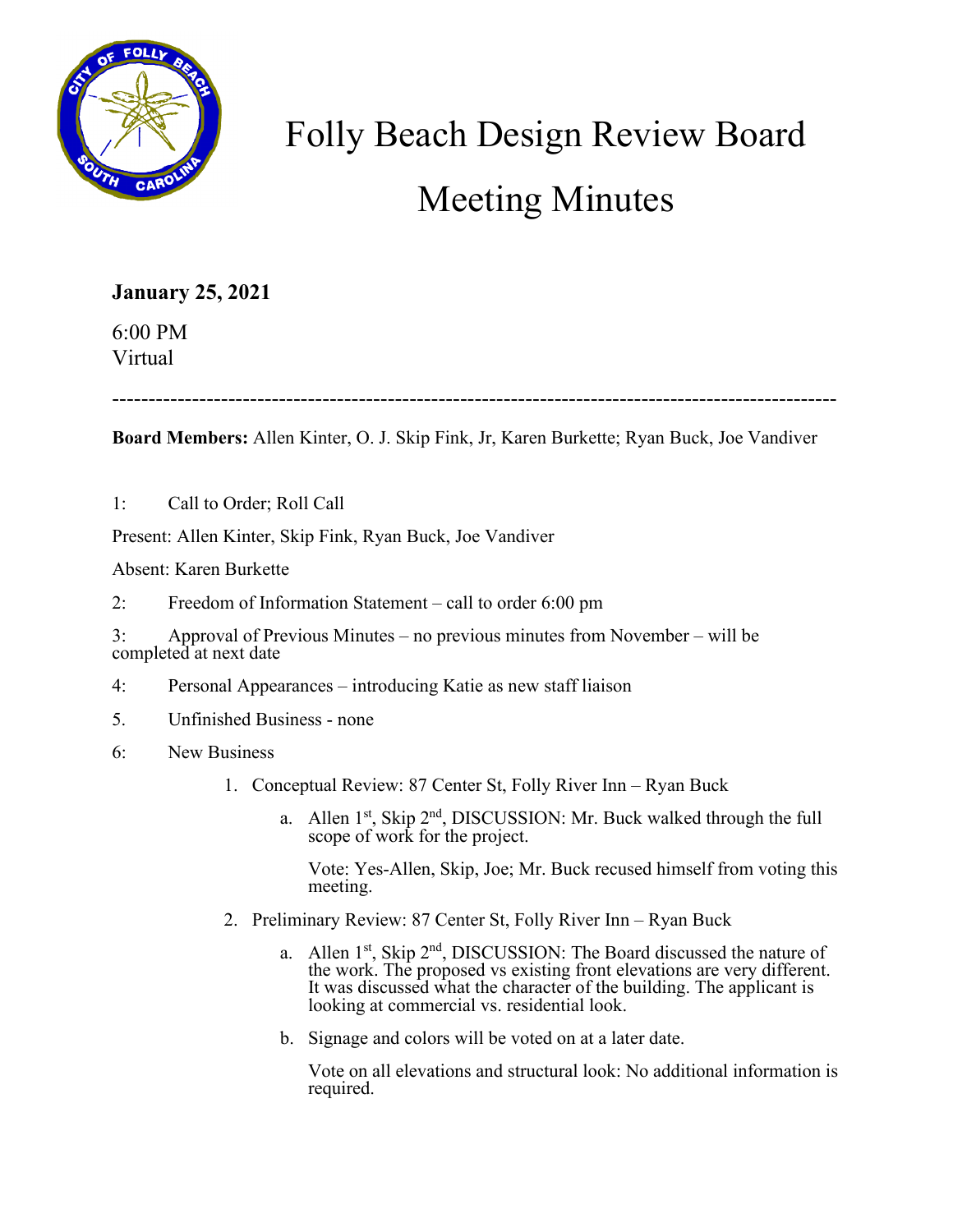# Folly Beach Design Review Board

# Meeting Minutes

**January 25, 2021**

6:00 PM
Virtual

---

**Board Members:** Allen Kinter, O. J. Skip Fink, Jr, Karen Burkette; Ryan Buck, Joe Vandiver

1: Call to Order; Roll Call

Present: Allen Kinter, Skip Fink, Ryan Buck, Joe Vandiver

Absent: Karen Burkette

2: Freedom of Information Statement – call to order 6:00 pm

3: Approval of Previous Minutes – no previous minutes from November – will be completed at next date

4: Personal Appearances – introducing Katie as new staff liaison

5. Unfinished Business - none

6: New Business

1. Conceptual Review: 87 Center St, Folly River Inn – Ryan Buck
   a. Allen 1st, Skip 2nd, DISCUSSION: Mr. Buck walked through the full scope of work for the project.

      Vote: Yes-Allen, Skip, Joe; Mr. Buck recused himself from voting this meeting.

2. Preliminary Review: 87 Center St, Folly River Inn – Ryan Buck
   a. Allen 1st, Skip 2nd, DISCUSSION: The Board discussed the nature of the work. The proposed vs existing front elevations are very different. It was discussed what the character of the building. The applicant is looking at commercial vs. residential look.
   b. Signage and colors will be voted on at a later date.

      Vote on all elevations and structural look: No additional information is required.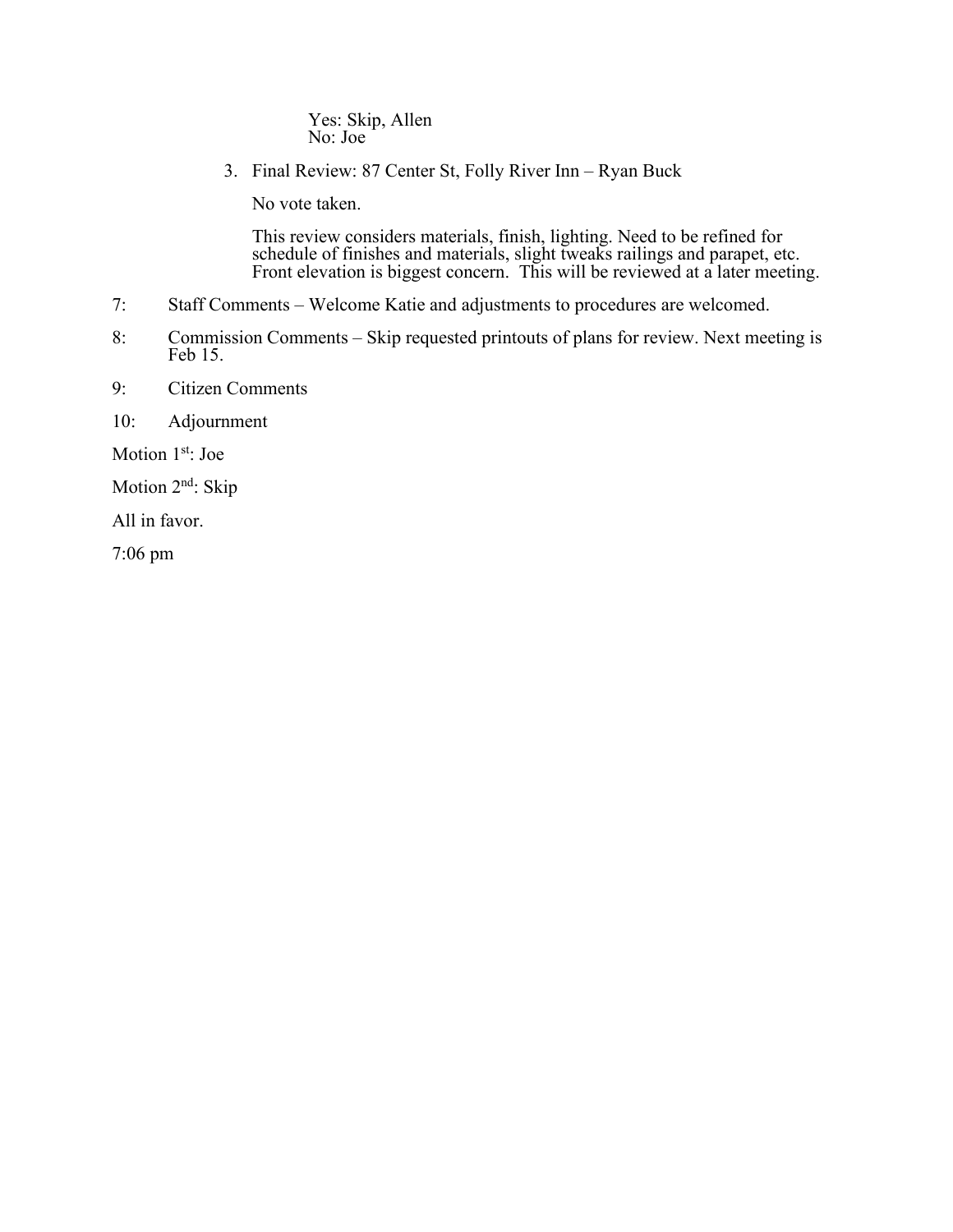Yes: Skip, Allen
No: Joe

3. Final Review: 87 Center St, Folly River Inn – Ryan Buck

   No vote taken.

   This review considers materials, finish, lighting. Need to be refined for schedule of finishes and materials, slight tweaks railings and parapet, etc. Front elevation is biggest concern. This will be reviewed at a later meeting.

7: Staff Comments – Welcome Katie and adjustments to procedures are welcomed.

8: Commission Comments – Skip requested printouts of plans for review. Next meeting is Feb 15.

9: Citizen Comments

10: Adjournment

Motion 1st: Joe

Motion 2nd: Skip

All in favor.

7:06 pm